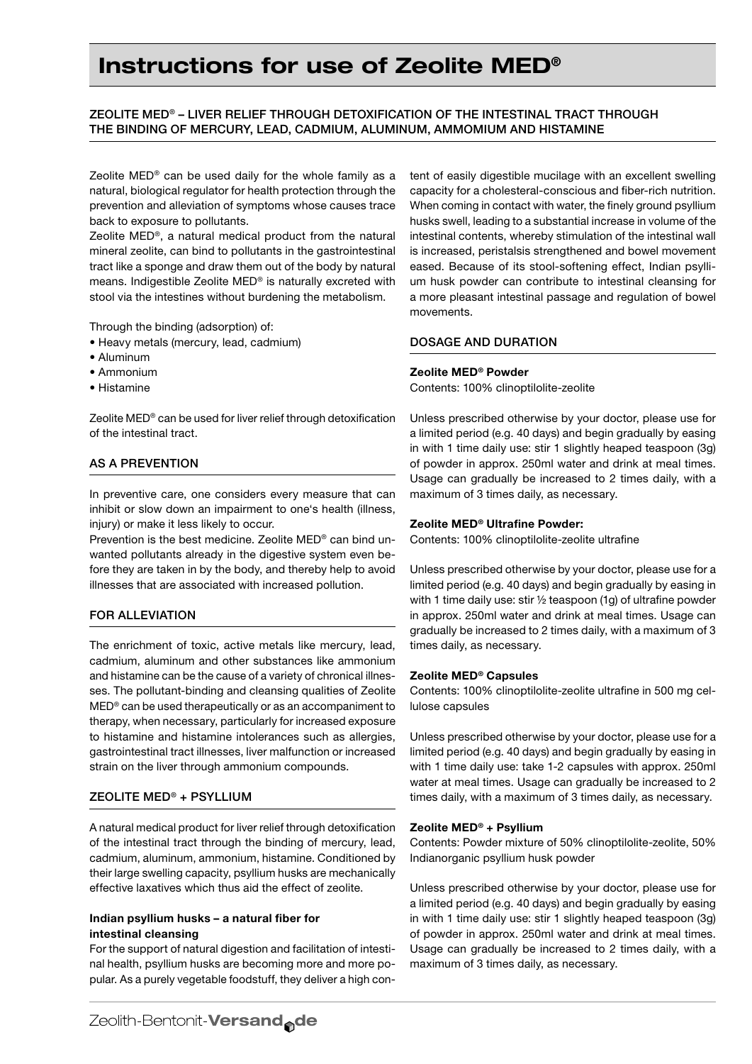# Instructions for use of Zeolite MED®

## ZEOLITE MED® – LIVER RELIEF THROUGH DETOXIFICATION OF THE INTESTINAL TRACT THROUGH THE BINDING OF MERCURY, LEAD, CADMIUM, ALUMINUM, AMMOMIUM AND HISTAMINE

Zeolite MED® can be used daily for the whole family as a natural, biological regulator for health protection through the prevention and alleviation of symptoms whose causes trace back to exposure to pollutants.

Zeolite MED®, a natural medical product from the natural mineral zeolite, can bind to pollutants in the gastrointestinal tract like a sponge and draw them out of the body by natural means. Indigestible Zeolite MED® is naturally excreted with stool via the intestines without burdening the metabolism.

Through the binding (adsorption) of:

- Heavy metals (mercury, lead, cadmium)
- Aluminum
- Ammonium
- Histamine

Zeolite MED® can be used for liver relief through detoxification of the intestinal tract.

## AS A PREVENTION

In preventive care, one considers every measure that can inhibit or slow down an impairment to one's health (illness, injury) or make it less likely to occur.

Prevention is the best medicine. Zeolite MED® can bind unwanted pollutants already in the digestive system even before they are taken in by the body, and thereby help to avoid illnesses that are associated with increased pollution.

## FOR ALLEVIATION

The enrichment of toxic, active metals like mercury, lead, cadmium, aluminum and other substances like ammonium and histamine can be the cause of a variety of chronical illnesses. The pollutant-binding and cleansing qualities of Zeolite MED® can be used therapeutically or as an accompaniment to therapy, when necessary, particularly for increased exposure to histamine and histamine intolerances such as allergies, gastrointestinal tract illnesses, liver malfunction or increased strain on the liver through ammonium compounds.

## ZEOLITE MED® + PSYLLIUM

A natural medical product for liver relief through detoxification of the intestinal tract through the binding of mercury, lead, cadmium, aluminum, ammonium, histamine. Conditioned by their large swelling capacity, psyllium husks are mechanically effective laxatives which thus aid the effect of zeolite.

### Indian psyllium husks – a natural fiber for intestinal cleansing

For the support of natural digestion and facilitation of intestinal health, psyllium husks are becoming more and more popular. As a purely vegetable foodstuff, they deliver a high content of easily digestible mucilage with an excellent swelling capacity for a cholesterol-conscious and fiber-rich nutrition. When coming in contact with water, the finely ground psyllium husks swell, leading to a substantial increase in volume of the intestinal contents, whereby stimulation of the intestinal wall is increased, peristalsis strengthened and bowel movement eased. Because of its stool-softening effect, Indian psyllium husk powder can contribute to intestinal cleansing for a more pleasant intestinal passage and regulation of bowel movements.

## DOSAGE AND DURATION

**Zeolite MED® Powder**

Contents: 100% clinoptilolite-zeolite

Unless prescribed otherwise by your doctor, please use for a limited period (e.g. 40 days) and begin gradually by easing in with 1 time daily use: stir 1 slightly heaped teaspoon (3g) of powder in approx. 250ml water and drink at meal times. Usage can gradually be increased to 2 times daily, with a maximum of 3 times daily, as necessary.

**Zeolite MED® Ultrafine Powder:**

Contents: 100% clinoptilolite-zeolite ultrafine

Unless prescribed otherwise by your doctor, please use for a limited period (e.g. 40 days) and begin gradually by easing in with 1 time daily use: stir ½ teaspoon (1g) of ultrafine powder in approx. 250ml water and drink at meal times. Usage can gradually be increased to 2 times daily, with a maximum of 3 times daily, as necessary.

**Zeolite MED® Capsules**

Contents: 100% clinoptilolite-zeolite ultrafine in 500 mg cellulose capsules

Unless prescribed otherwise by your doctor, please use for a limited period (e.g. 40 days) and begin gradually by easing in with 1 time daily use: take 1-2 capsules with approx. 250ml water at meal times. Usage can gradually be increased to 2 times daily, with a maximum of 3 times daily, as necessary.

**Zeolite MED® + Psyllium**

Contents: Powder mixture of 50% clinoptilolite-zeolite, 50% Indianorganic psyllium husk powder

Unless prescribed otherwise by your doctor, please use for a limited period (e.g. 40 days) and begin gradually by easing in with 1 time daily use: stir 1 slightly heaped teaspoon (3g) of powder in approx. 250ml water and drink at meal times. Usage can gradually be increased to 2 times daily, with a maximum of 3 times daily, as necessary.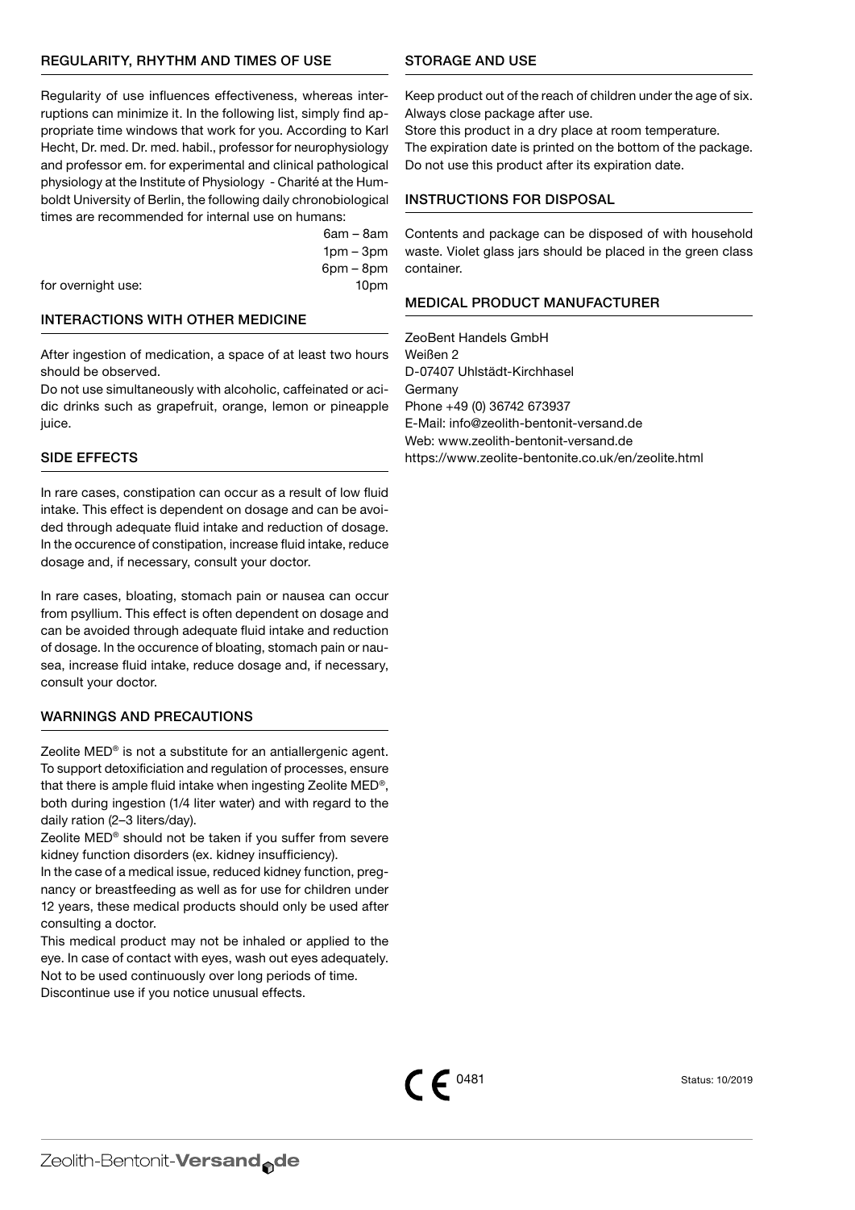## REGULARITY, RHYTHM AND TIMES OF USE

Regularity of use influences effectiveness, whereas interruptions can minimize it. In the following list, simply find appropriate time windows that work for you. According to Karl Hecht, Dr. med. Dr. med. habil., professor for neurophysiology and professor em. for experimental and clinical pathological physiology at the Institute of Physiology - Charité at the Humboldt University of Berlin, the following daily chronobiological times are recommended for internal use on humans:

6am – 8am
1pm – 3pm
6pm – 8pm
for overnight use: 10pm

## INTERACTIONS WITH OTHER MEDICINE

After ingestion of medication, a space of at least two hours should be observed.

Do not use simultaneously with alcoholic, caffeinated or acidic drinks such as grapefruit, orange, lemon or pineapple juice.

## SIDE EFFECTS

In rare cases, constipation can occur as a result of low fluid intake. This effect is dependent on dosage and can be avoided through adequate fluid intake and reduction of dosage. In the occurence of constipation, increase fluid intake, reduce dosage and, if necessary, consult your doctor.

In rare cases, bloating, stomach pain or nausea can occur from psyllium. This effect is often dependent on dosage and can be avoided through adequate fluid intake and reduction of dosage. In the occurence of bloating, stomach pain or nausea, increase fluid intake, reduce dosage and, if necessary, consult your doctor.

## WARNINGS AND PRECAUTIONS

Zeolite MED® is not a substitute for an antiallergenic agent. To support detoxificiation and regulation of processes, ensure that there is ample fluid intake when ingesting Zeolite MED®, both during ingestion (1/4 liter water) and with regard to the daily ration (2–3 liters/day).

Zeolite MED® should not be taken if you suffer from severe kidney function disorders (ex. kidney insufficiency).

In the case of a medical issue, reduced kidney function, pregnancy or breastfeeding as well as for use for children under 12 years, these medical products should only be used after consulting a doctor.

This medical product may not be inhaled or applied to the eye. In case of contact with eyes, wash out eyes adequately.

Not to be used continuously over long periods of time.

Discontinue use if you notice unusual effects.

## STORAGE AND USE

Keep product out of the reach of children under the age of six.

Always close package after use.

Store this product in a dry place at room temperature.

The expiration date is printed on the bottom of the package.

Do not use this product after its expiration date.

## INSTRUCTIONS FOR DISPOSAL

Contents and package can be disposed of with household waste. Violet glass jars should be placed in the green class container.

## MEDICAL PRODUCT MANUFACTURER

ZeoBent Handels GmbH
Weißen 2
D-07407 Uhlstädt-Kirchhasel
Germany
Phone +49 (0) 36742 673937
E-Mail: info@zeolith-bentonit-versand.de
Web: www.zeolith-bentonit-versand.de
https://www.zeolite-bentonite.co.uk/en/zeolite.html

CE 0481

Status: 10/2019